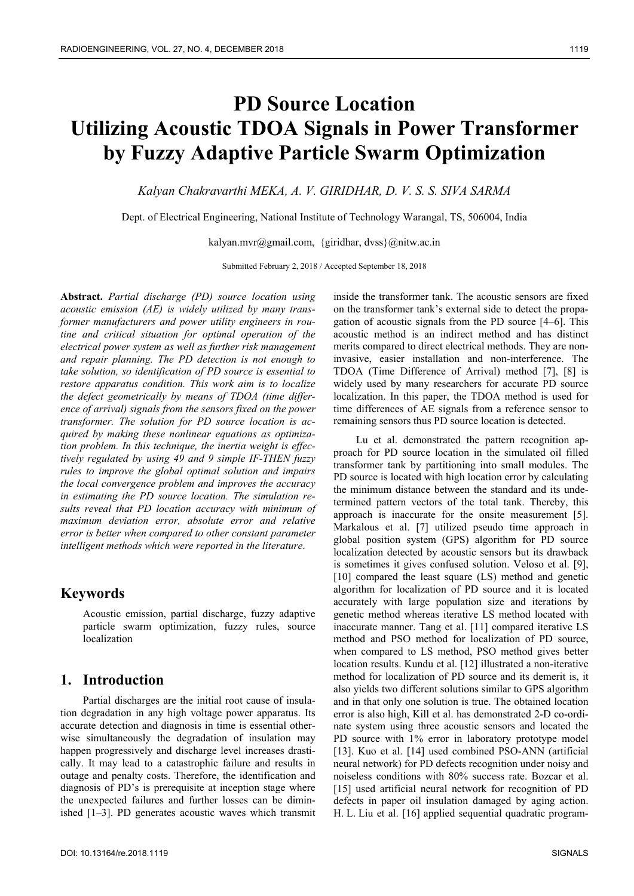# PD Source Location Utilizing Acoustic TDOA Signals in Power Transformer by Fuzzy Adaptive Particle Swarm Optimization

*Kalyan Chakravarthi MEKA, A. V. GIRIDHAR, D. V. S. S. SIVA SARMA*

Dept. of Electrical Engineering, National Institute of Technology Warangal, TS, 506004, India

kalyan.mvr@gmail.com, {giridhar, dvss}@nitw.ac.in

Submitted February 2, 2018 / Accepted September 18, 2018

**Abstract.** *Partial discharge (PD) source location using acoustic emission (AE) is widely utilized by many transformer manufacturers and power utility engineers in routine and critical situation for optimal operation of the electrical power system as well as further risk management and repair planning. The PD detection is not enough to take solution, so identification of PD source is essential to restore apparatus condition. This work aim is to localize the defect geometrically by means of TDOA (time difference of arrival) signals from the sensors fixed on the power transformer. The solution for PD source location is acquired by making these nonlinear equations as optimization problem. In this technique, the inertia weight is effectively regulated by using 49 and 9 simple IF-THEN fuzzy rules to improve the global optimal solution and impairs the local convergence problem and improves the accuracy in estimating the PD source location. The simulation results reveal that PD location accuracy with minimum of maximum deviation error, absolute error and relative error is better when compared to other constant parameter intelligent methods which were reported in the literature.*

## Keywords

Acoustic emission, partial discharge, fuzzy adaptive particle swarm optimization, fuzzy rules, source localization

## 1. Introduction

Partial discharges are the initial root cause of insulation degradation in any high voltage power apparatus. Its accurate detection and diagnosis in time is essential otherwise simultaneously the degradation of insulation may happen progressively and discharge level increases drastically. It may lead to a catastrophic failure and results in outage and penalty costs. Therefore, the identification and diagnosis of PD's is prerequisite at inception stage where the unexpected failures and further losses can be diminished [1–3]. PD generates acoustic waves which transmit inside the transformer tank. The acoustic sensors are fixed on the transformer tank's external side to detect the propagation of acoustic signals from the PD source [4–6]. This acoustic method is an indirect method and has distinct merits compared to direct electrical methods. They are non-invasive, easier installation and non-interference. The TDOA (Time Difference of Arrival) method [7], [8] is widely used by many researchers for accurate PD source localization. In this paper, the TDOA method is used for time differences of AE signals from a reference sensor to remaining sensors thus PD source location is detected.

Lu et al. demonstrated the pattern recognition approach for PD source location in the simulated oil filled transformer tank by partitioning into small modules. The PD source is located with high location error by calculating the minimum distance between the standard and its undetermined pattern vectors of the total tank. Thereby, this approach is inaccurate for the onsite measurement [5]. Markalous et al. [7] utilized pseudo time approach in global position system (GPS) algorithm for PD source localization detected by acoustic sensors but its drawback is sometimes it gives confused solution. Veloso et al. [9], [10] compared the least square (LS) method and genetic algorithm for localization of PD source and it is located accurately with large population size and iterations by genetic method whereas iterative LS method located with inaccurate manner. Tang et al. [11] compared iterative LS method and PSO method for localization of PD source, when compared to LS method, PSO method gives better location results. Kundu et al. [12] illustrated a non-iterative method for localization of PD source and its demerit is, it also yields two different solutions similar to GPS algorithm and in that only one solution is true. The obtained location error is also high, Kill et al. has demonstrated 2-D co-ordinate system using three acoustic sensors and located the PD source with 1% error in laboratory prototype model [13]. Kuo et al. [14] used combined PSO-ANN (artificial neural network) for PD defects recognition under noisy and noiseless conditions with 80% success rate. Bozcar et al. [15] used artificial neural network for recognition of PD defects in paper oil insulation damaged by aging action. H. L. Liu et al. [16] applied sequential quadratic program-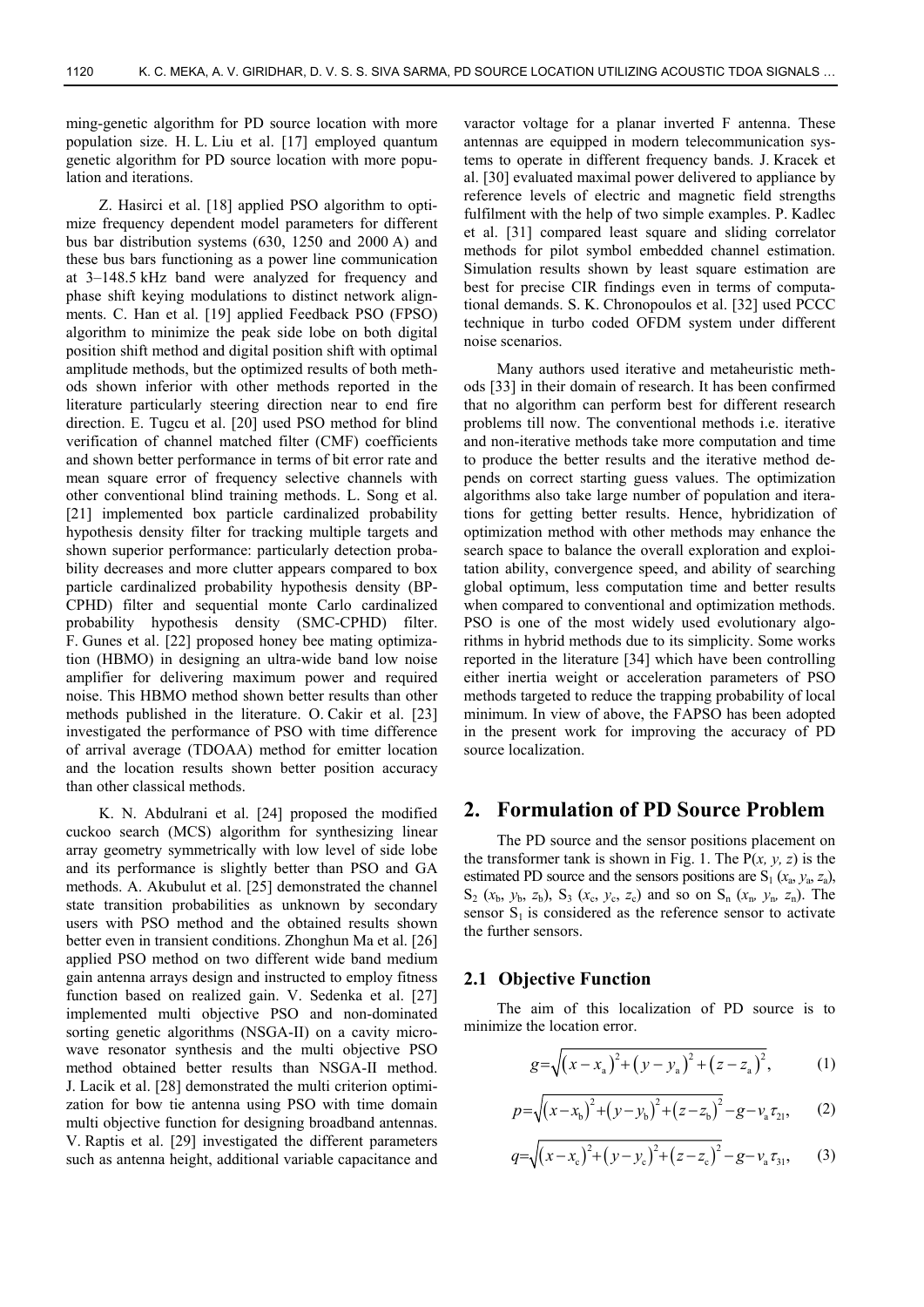ming-genetic algorithm for PD source location with more population size. H. L. Liu et al. [17] employed quantum genetic algorithm for PD source location with more population and iterations.

Z. Hasirci et al. [18] applied PSO algorithm to optimize frequency dependent model parameters for different bus bar distribution systems (630, 1250 and 2000 A) and these bus bars functioning as a power line communication at 3–148.5 kHz band were analyzed for frequency and phase shift keying modulations to distinct network alignments. C. Han et al. [19] applied Feedback PSO (FPSO) algorithm to minimize the peak side lobe on both digital position shift method and digital position shift with optimal amplitude methods, but the optimized results of both methods shown inferior with other methods reported in the literature particularly steering direction near to end fire direction. E. Tugcu et al. [20] used PSO method for blind verification of channel matched filter (CMF) coefficients and shown better performance in terms of bit error rate and mean square error of frequency selective channels with other conventional blind training methods. L. Song et al. [21] implemented box particle cardinalized probability hypothesis density filter for tracking multiple targets and shown superior performance: particularly detection probability decreases and more clutter appears compared to box particle cardinalized probability hypothesis density (BP-CPHD) filter and sequential monte Carlo cardinalized probability hypothesis density (SMC-CPHD) filter. F. Gunes et al. [22] proposed honey bee mating optimization (HBMO) in designing an ultra-wide band low noise amplifier for delivering maximum power and required noise. This HBMO method shown better results than other methods published in the literature. O. Cakir et al. [23] investigated the performance of PSO with time difference of arrival average (TDOAA) method for emitter location and the location results shown better position accuracy than other classical methods.

K. N. Abdulrani et al. [24] proposed the modified cuckoo search (MCS) algorithm for synthesizing linear array geometry symmetrically with low level of side lobe and its performance is slightly better than PSO and GA methods. A. Akubulut et al. [25] demonstrated the channel state transition probabilities as unknown by secondary users with PSO method and the obtained results shown better even in transient conditions. Zhonghun Ma et al. [26] applied PSO method on two different wide band medium gain antenna arrays design and instructed to employ fitness function based on realized gain. V. Sedenka et al. [27] implemented multi objective PSO and non-dominated sorting genetic algorithms (NSGA-II) on a cavity microwave resonator synthesis and the multi objective PSO method obtained better results than NSGA-II method. J. Lacik et al. [28] demonstrated the multi criterion optimization for bow tie antenna using PSO with time domain multi objective function for designing broadband antennas. V. Raptis et al. [29] investigated the different parameters such as antenna height, additional variable capacitance and varactor voltage for a planar inverted F antenna. These antennas are equipped in modern telecommunication systems to operate in different frequency bands. J. Kracek et al. [30] evaluated maximal power delivered to appliance by reference levels of electric and magnetic field strengths fulfilment with the help of two simple examples. P. Kadlec et al. [31] compared least square and sliding correlator methods for pilot symbol embedded channel estimation. Simulation results shown by least square estimation are best for precise CIR findings even in terms of computational demands. S. K. Chronopoulos et al. [32] used PCCC technique in turbo coded OFDM system under different noise scenarios.

Many authors used iterative and metaheuristic methods [33] in their domain of research. It has been confirmed that no algorithm can perform best for different research problems till now. The conventional methods i.e. iterative and non-iterative methods take more computation and time to produce the better results and the iterative method depends on correct starting guess values. The optimization algorithms also take large number of population and iterations for getting better results. Hence, hybridization of optimization method with other methods may enhance the search space to balance the overall exploration and exploitation ability, convergence speed, and ability of searching global optimum, less computation time and better results when compared to conventional and optimization methods. PSO is one of the most widely used evolutionary algorithms in hybrid methods due to its simplicity. Some works reported in the literature [34] which have been controlling either inertia weight or acceleration parameters of PSO methods targeted to reduce the trapping probability of local minimum. In view of above, the FAPSO has been adopted in the present work for improving the accuracy of PD source localization.

## 2. Formulation of PD Source Problem

The PD source and the sensor positions placement on the transformer tank is shown in Fig. 1. The P($x$, $y$, $z$) is the estimated PD source and the sensors positions are $S_1$ ($x_a$, $y_a$, $z_a$), $S_2$ ($x_b$, $y_b$, $z_b$), $S_3$ ($x_c$, $y_c$, $z_c$) and so on $S_n$ ($x_n$, $y_n$, $z_n$). The sensor $S_1$ is considered as the reference sensor to activate the further sensors.

### 2.1 Objective Function

The aim of this localization of PD source is to minimize the location error.

$$g=\sqrt{\left(x-x_a\right)^2+\left(y-y_a\right)^2+\left(z-z_a\right)^2}, \tag{1}$$

$$p=\sqrt{\left(x-x_b\right)^2+\left(y-y_b\right)^2+\left(z-z_b\right)^2}-g-v_a\tau_{21}, \tag{2}$$

$$q=\sqrt{\left(x-x_c\right)^2+\left(y-y_c\right)^2+\left(z-z_c\right)^2}-g-v_a\tau_{31}, \tag{3}$$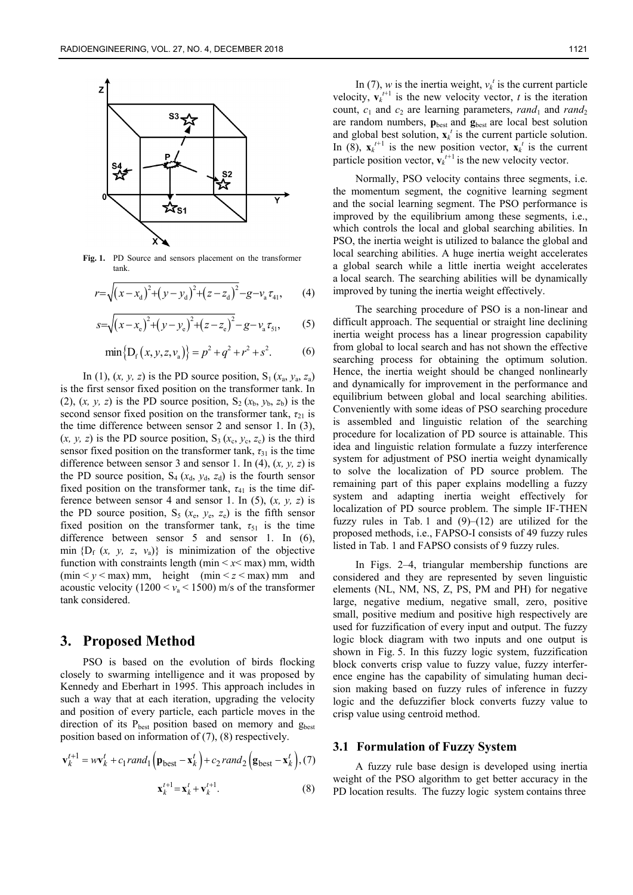Fig. 1. PD Source and sensors placement on the transformer tank.

$$r=\sqrt{\left(x-x_{\mathrm{d}}\right)^{2}+\left(y-y_{\mathrm{d}}\right)^{2}+\left(z-z_{\mathrm{d}}\right)^{2}}-g-v_{\mathrm{a}}\tau_{41}, \quad (4)$$

$$s=\sqrt{\left(x-x_{\mathrm{e}}\right)^{2}+\left(y-y_{\mathrm{e}}\right)^{2}+\left(z-z_{\mathrm{e}}\right)^{2}}-g-v_{\mathrm{a}}\tau_{51}, \quad (5)$$

$$\min\left\{\mathrm{D}_{\mathrm{f}}\left(x,y,z,v_{\mathrm{a}}\right)\right\}=p^{2}+q^{2}+r^{2}+s^{2}. \quad (6)$$

In (1), $(x, y, z)$ is the PD source position, $\mathrm{S}_1$ $(x_\mathrm{a}, y_\mathrm{a}, z_\mathrm{a})$ is the first sensor fixed position on the transformer tank. In (2), $(x, y, z)$ is the PD source position, $\mathrm{S}_2$ $(x_\mathrm{b}, y_\mathrm{b}, z_\mathrm{b})$ is the second sensor fixed position on the transformer tank, $\tau_{21}$ is the time difference between sensor 2 and sensor 1. In (3), $(x, y, z)$ is the PD source position, $\mathrm{S}_3$ $(x_\mathrm{c}, y_\mathrm{c}, z_\mathrm{c})$ is the third sensor fixed position on the transformer tank, $\tau_{31}$ is the time difference between sensor 3 and sensor 1. In (4), $(x, y, z)$ is the PD source position, $\mathrm{S}_4$ $(x_\mathrm{d}, y_\mathrm{d}, z_\mathrm{d})$ is the fourth sensor fixed position on the transformer tank, $\tau_{41}$ is the time difference between sensor 4 and sensor 1. In (5), $(x, y, z)$ is the PD source position, $\mathrm{S}_5$ $(x_\mathrm{e}, y_\mathrm{e}, z_\mathrm{e})$ is the fifth sensor fixed position on the transformer tank, $\tau_{51}$ is the time difference between sensor 5 and sensor 1. In (6), min $\{\mathrm{D}_\mathrm{f}\ (x, y, z, v_\mathrm{a})\}$ is minimization of the objective function with constraints length (min < $x$ < max) mm, width (min < $y$ < max) mm, height (min < $z$ < max) mm and acoustic velocity ($1200 < v_\mathrm{a} < 1500$) m/s of the transformer tank considered.

# 3. Proposed Method

PSO is based on the evolution of birds flocking closely to swarming intelligence and it was proposed by Kennedy and Eberhart in 1995. This approach includes in such a way that at each iteration, upgrading the velocity and position of every particle, each particle moves in the direction of its $\mathrm{P}_\mathrm{best}$ position based on memory and $\mathrm{g}_\mathrm{best}$ position based on information of (7), (8) respectively.

$$\mathbf{v}_{k}^{t+1}=w\mathbf{v}_{k}^{t}+c_{1}rand_{1}\left(\mathbf{p}_{\mathrm{best}}-\mathbf{x}_{k}^{t}\right)+c_{2}rand_{2}\left(\mathbf{g}_{\mathrm{best}}-\mathbf{x}_{k}^{t}\right), \quad (7)$$

$$\mathbf{x}_{k}^{t+1}=\mathbf{x}_{k}^{t}+\mathbf{v}_{k}^{t+1}. \quad (8)$$

In (7), $w$ is the inertia weight, $v_k^t$ is the current particle velocity, $\mathbf{v}_k^{t+1}$ is the new velocity vector, $t$ is the iteration count, $c_1$ and $c_2$ are learning parameters, $rand_1$ and $rand_2$ are random numbers, $\mathbf{p}_\mathrm{best}$ and $\mathbf{g}_\mathrm{best}$ are local best solution and global best solution, $\mathbf{x}_k^t$ is the current particle solution. In (8), $\mathbf{x}_k^{t+1}$ is the new position vector, $\mathbf{x}_k^t$ is the current particle position vector, $\mathbf{v}_k^{t+1}$ is the new velocity vector.

Normally, PSO velocity contains three segments, i.e. the momentum segment, the cognitive learning segment and the social learning segment. The PSO performance is improved by the equilibrium among these segments, i.e., which controls the local and global searching abilities. In PSO, the inertia weight is utilized to balance the global and local searching abilities. A huge inertia weight accelerates a global search while a little inertia weight accelerates a local search. The searching abilities will be dynamically improved by tuning the inertia weight effectively.

The searching procedure of PSO is a non-linear and difficult approach. The sequential or straight line declining inertia weight process has a linear progression capability from global to local search and has not shown the effective searching process for obtaining the optimum solution. Hence, the inertia weight should be changed nonlinearly and dynamically for improvement in the performance and equilibrium between global and local searching abilities. Conveniently with some ideas of PSO searching procedure is assembled and linguistic relation of the searching procedure for localization of PD source is attainable. This idea and linguistic relation formulate a fuzzy interference system for adjustment of PSO inertia weight dynamically to solve the localization of PD source problem. The remaining part of this paper explains modelling a fuzzy system and adapting inertia weight effectively for localization of PD source problem. The simple IF-THEN fuzzy rules in Tab. 1 and (9)–(12) are utilized for the proposed methods, i.e., FAPSO-I consists of 49 fuzzy rules listed in Tab. 1 and FAPSO consists of 9 fuzzy rules.

In Figs. 2–4, triangular membership functions are considered and they are represented by seven linguistic elements (NL, NM, NS, Z, PS, PM and PH) for negative large, negative medium, negative small, zero, positive small, positive medium and positive high respectively are used for fuzzification of every input and output. The fuzzy logic block diagram with two inputs and one output is shown in Fig. 5. In this fuzzy logic system, fuzzification block converts crisp value to fuzzy value, fuzzy interference engine has the capability of simulating human decision making based on fuzzy rules of inference in fuzzy logic and the defuzzifier block converts fuzzy value to crisp value using centroid method.

## 3.1 Formulation of Fuzzy System

A fuzzy rule base design is developed using inertia weight of the PSO algorithm to get better accuracy in the PD location results. The fuzzy logic system contains three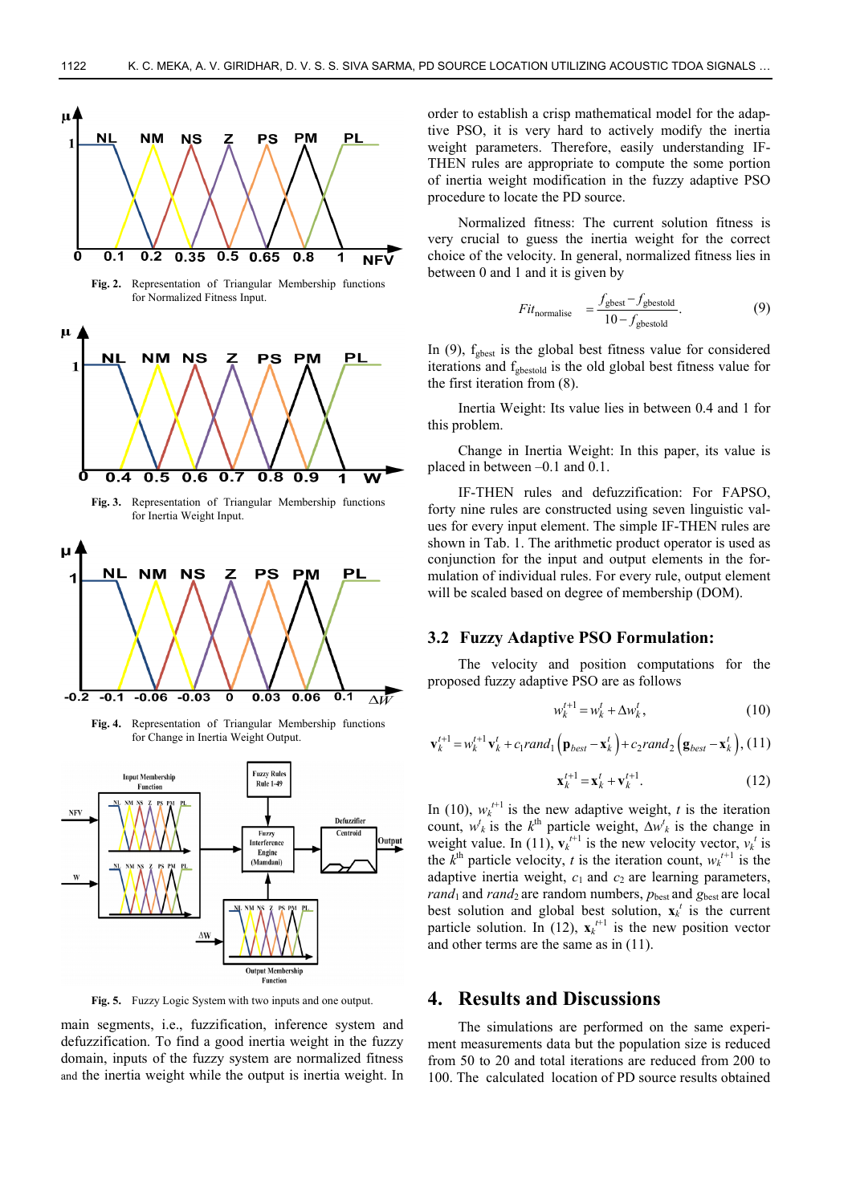Fig. 2. Representation of Triangular Membership functions for Normalized Fitness Input.

Fig. 3. Representation of Triangular Membership functions for Inertia Weight Input.

Fig. 4. Representation of Triangular Membership functions for Change in Inertia Weight Output.

Fig. 5. Fuzzy Logic System with two inputs and one output.

main segments, i.e., fuzzification, inference system and defuzzification. To find a good inertia weight in the fuzzy domain, inputs of the fuzzy system are normalized fitness and the inertia weight while the output is inertia weight. In order to establish a crisp mathematical model for the adaptive PSO, it is very hard to actively modify the inertia weight parameters. Therefore, easily understanding IF-THEN rules are appropriate to compute the some portion of inertia weight modification in the fuzzy adaptive PSO procedure to locate the PD source.

Normalized fitness: The current solution fitness is very crucial to guess the inertia weight for the correct choice of the velocity. In general, normalized fitness lies in between 0 and 1 and it is given by

$$Fit_{\text{normalise}} = \frac{f_{\text{gbest}} - f_{\text{gbestold}}}{10 - f_{\text{gbestold}}}. \tag{9}$$

In (9), $f_{\text{gbest}}$ is the global best fitness value for considered iterations and $f_{\text{gbestold}}$ is the old global best fitness value for the first iteration from (8).

Inertia Weight: Its value lies in between 0.4 and 1 for this problem.

Change in Inertia Weight: In this paper, its value is placed in between –0.1 and 0.1.

IF-THEN rules and defuzzification: For FAPSO, forty nine rules are constructed using seven linguistic values for every input element. The simple IF-THEN rules are shown in Tab. 1. The arithmetic product operator is used as conjunction for the input and output elements in the formulation of individual rules. For every rule, output element will be scaled based on degree of membership (DOM).

### 3.2 Fuzzy Adaptive PSO Formulation:

The velocity and position computations for the proposed fuzzy adaptive PSO are as follows

$$w_k^{t+1} = w_k^t + \Delta w_k^t, \tag{10}$$

$$\mathbf{v}_k^{t+1} = w_k^{t+1}\mathbf{v}_k^t + c_1 rand_1\left(\mathbf{p}_{best} - \mathbf{x}_k^t\right) + c_2 rand_2\left(\mathbf{g}_{best} - \mathbf{x}_k^t\right), \tag{11}$$

$$\mathbf{x}_k^{t+1} = \mathbf{x}_k^t + \mathbf{v}_k^{t+1}. \tag{12}$$

In (10), $w_k^{t+1}$ is the new adaptive weight, $t$ is the iteration count, $w_k^t$ is the $k^{\text{th}}$ particle weight, $\Delta w_k^t$ is the change in weight value. In (11), $\mathbf{v}_k^{t+1}$ is the new velocity vector, $v_k^t$ is the $k^{\text{th}}$ particle velocity, $t$ is the iteration count, $w_k^{t+1}$ is the adaptive inertia weight, $c_1$ and $c_2$ are learning parameters, $rand_1$ and $rand_2$ are random numbers, $p_{\text{best}}$ and $g_{\text{best}}$ are local best solution and global best solution, $\mathbf{x}_k^t$ is the current particle solution. In (12), $\mathbf{x}_k^{t+1}$ is the new position vector and other terms are the same as in (11).

## 4. Results and Discussions

The simulations are performed on the same experiment measurements data but the population size is reduced from 50 to 20 and total iterations are reduced from 200 to 100. The calculated location of PD source results obtained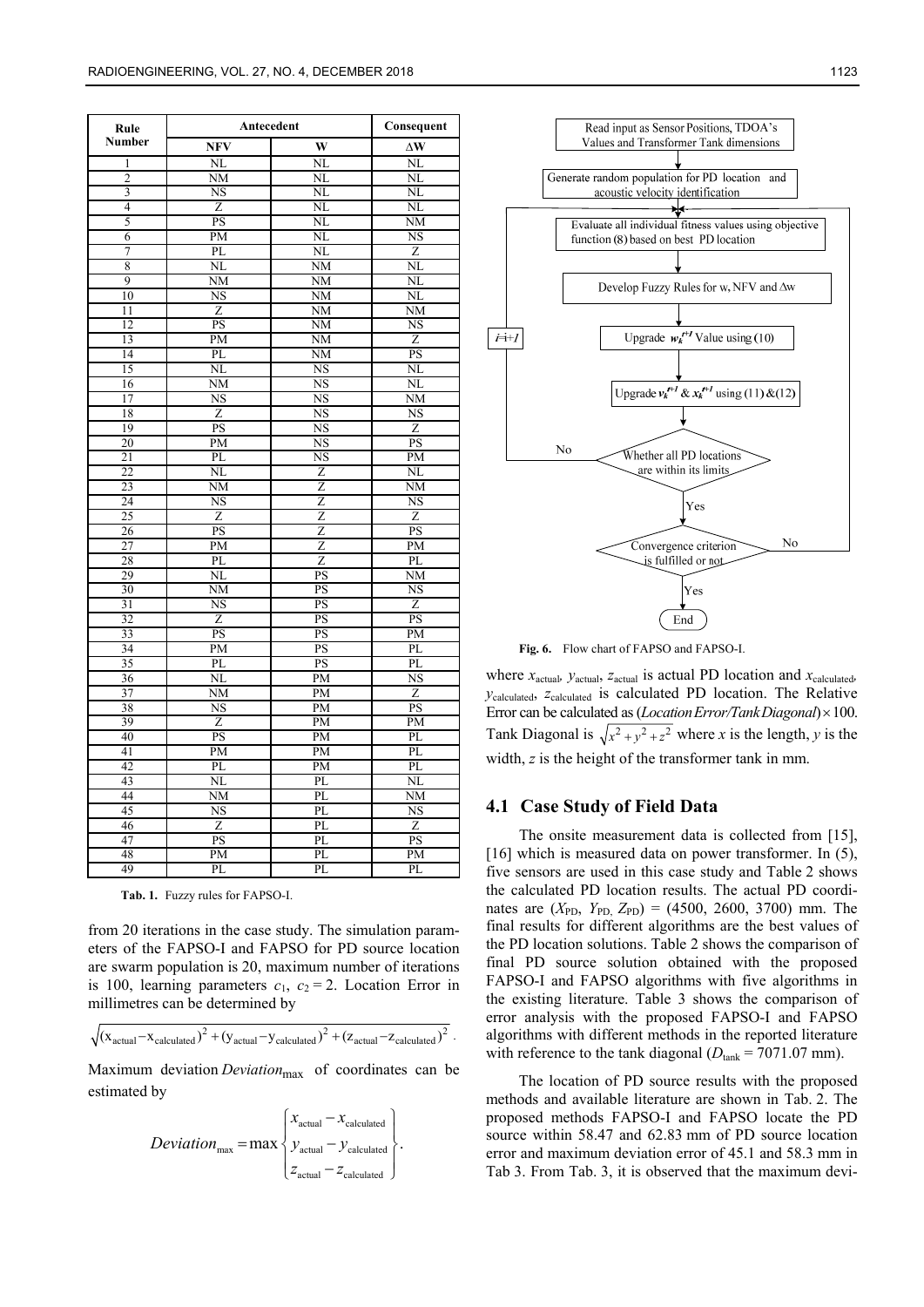| Rule Number | Antecedent | | Consequent |
|---|---|---|---|
| | NFV | W | ΔW |
| 1 | NL | NL | NL |
| 2 | NM | NL | NL |
| 3 | NS | NL | NL |
| 4 | Z | NL | NL |
| 5 | PS | NL | NM |
| 6 | PM | NL | NS |
| 7 | PL | NL | Z |
| 8 | NL | NM | NL |
| 9 | NM | NM | NL |
| 10 | NS | NM | NL |
| 11 | Z | NM | NM |
| 12 | PS | NM | NS |
| 13 | PM | NM | Z |
| 14 | PL | NM | PS |
| 15 | NL | NS | NL |
| 16 | NM | NS | NL |
| 17 | NS | NS | NM |
| 18 | Z | NS | NS |
| 19 | PS | NS | Z |
| 20 | PM | NS | PS |
| 21 | PL | NS | PM |
| 22 | NL | Z | NL |
| 23 | NM | Z | NM |
| 24 | NS | Z | NS |
| 25 | Z | Z | Z |
| 26 | PS | Z | PS |
| 27 | PM | Z | PM |
| 28 | PL | Z | PL |
| 29 | NL | PS | NM |
| 30 | NM | PS | NS |
| 31 | NS | PS | Z |
| 32 | Z | PS | PS |
| 33 | PS | PS | PM |
| 34 | PM | PS | PL |
| 35 | PL | PS | PL |
| 36 | NL | PM | NS |
| 37 | NM | PM | Z |
| 38 | NS | PM | PS |
| 39 | Z | PM | PM |
| 40 | PS | PM | PL |
| 41 | PM | PM | PL |
| 42 | PL | PM | PL |
| 43 | NL | PL | NL |
| 44 | NM | PL | NM |
| 45 | NS | PL | NS |
| 46 | Z | PL | Z |
| 47 | PS | PL | PS |
| 48 | PM | PL | PM |
| 49 | PL | PL | PL |

**Tab. 1.** Fuzzy rules for FAPSO-I.

from 20 iterations in the case study. The simulation parameters of the FAPSO-I and FAPSO for PD source location are swarm population is 20, maximum number of iterations is 100, learning parameters $c_1$, $c_2 = 2$. Location Error in millimetres can be determined by

$$\sqrt{(x_{\text{actual}}-x_{\text{calculated}})^2+(y_{\text{actual}}-y_{\text{calculated}})^2+(z_{\text{actual}}-z_{\text{calculated}})^2}\,.$$

Maximum deviation $Deviation_{\max}$ of coordinates can be estimated by

$$Deviation_{\max}=\max\left\{\begin{matrix} x_{\text{actual}}-x_{\text{calculated}} \\ y_{\text{actual}}-y_{\text{calculated}} \\ z_{\text{actual}}-z_{\text{calculated}} \end{matrix}\right\}.$$

**Fig. 6.** Flow chart of FAPSO and FAPSO-I.

where $x_{\text{actual}}$, $y_{\text{actual}}$, $z_{\text{actual}}$ is actual PD location and $x_{\text{calculated}}$, $y_{\text{calculated}}$, $z_{\text{calculated}}$ is calculated PD location. The Relative Error can be calculated as (*Location Error/Tank Diagonal*) × 100. Tank Diagonal is $\sqrt{x^2+y^2+z^2}$ where $x$ is the length, $y$ is the width, $z$ is the height of the transformer tank in mm.

### 4.1 Case Study of Field Data

The onsite measurement data is collected from [15], [16] which is measured data on power transformer. In (5), five sensors are used in this case study and Table 2 shows the calculated PD location results. The actual PD coordinates are ($X_{\text{PD}}$, $Y_{\text{PD}}$, $Z_{\text{PD}}$) = (4500, 2600, 3700) mm. The final results for different algorithms are the best values of the PD location solutions. Table 2 shows the comparison of final PD source solution obtained with the proposed FAPSO-I and FAPSO algorithms with five algorithms in the existing literature. Table 3 shows the comparison of error analysis with the proposed FAPSO-I and FAPSO algorithms with different methods in the reported literature with reference to the tank diagonal ($D_{\text{tank}}$ = 7071.07 mm).

The location of PD source results with the proposed methods and available literature are shown in Tab. 2. The proposed methods FAPSO-I and FAPSO locate the PD source within 58.47 and 62.83 mm of PD source location error and maximum deviation error of 45.1 and 58.3 mm in Tab 3. From Tab. 3, it is observed that the maximum devi-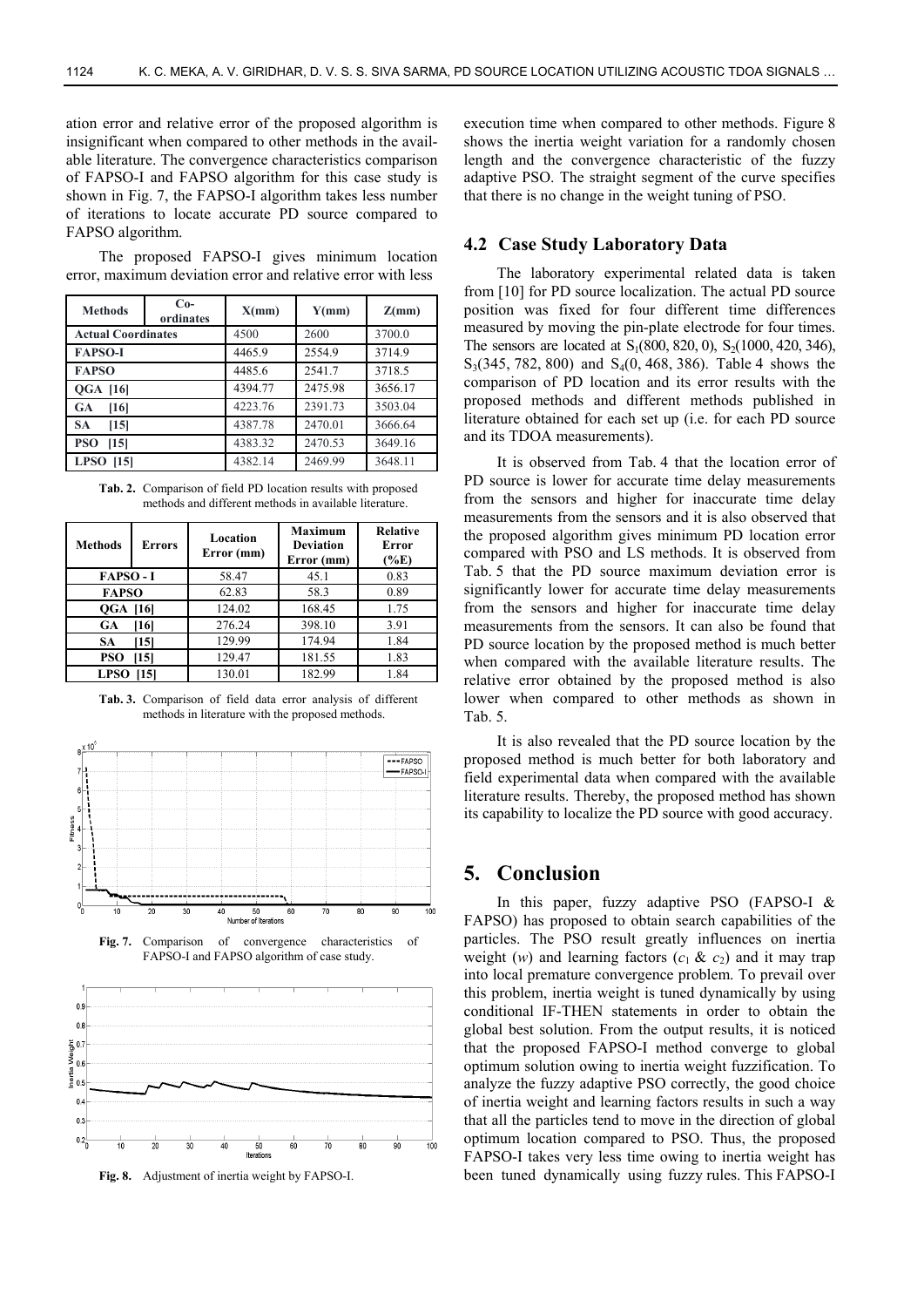ation error and relative error of the proposed algorithm is insignificant when compared to other methods in the available literature. The convergence characteristics comparison of FAPSO-I and FAPSO algorithm for this case study is shown in Fig. 7, the FAPSO-I algorithm takes less number of iterations to locate accurate PD source compared to FAPSO algorithm.

The proposed FAPSO-I gives minimum location error, maximum deviation error and relative error with less

| Methods | Co-ordinates | X(mm) | Y(mm) | Z(mm) |
|---|---|---|---|---|
| Actual Coordinates | | 4500 | 2600 | 3700.0 |
| FAPSO-I | | 4465.9 | 2554.9 | 3714.9 |
| FAPSO | | 4485.6 | 2541.7 | 3718.5 |
| QGA [16] | | 4394.77 | 2475.98 | 3656.17 |
| GA [16] | | 4223.76 | 2391.73 | 3503.04 |
| SA [15] | | 4387.78 | 2470.01 | 3666.64 |
| PSO [15] | | 4383.32 | 2470.53 | 3649.16 |
| LPSO [15] | | 4382.14 | 2469.99 | 3648.11 |

**Tab. 2.** Comparison of field PD location results with proposed methods and different methods in available literature.

| Methods | Errors | Location Error (mm) | Maximum Deviation Error (mm) | Relative Error (%E) |
|---|---|---|---|---|
| FAPSO - I | | 58.47 | 45.1 | 0.83 |
| FAPSO | | 62.83 | 58.3 | 0.89 |
| QGA [16] | | 124.02 | 168.45 | 1.75 |
| GA [16] | | 276.24 | 398.10 | 3.91 |
| SA [15] | | 129.99 | 174.94 | 1.84 |
| PSO [15] | | 129.47 | 181.55 | 1.83 |
| LPSO [15] | | 130.01 | 182.99 | 1.84 |

**Tab. 3.** Comparison of field data error analysis of different methods in literature with the proposed methods.

**Fig. 7.** Comparison of convergence characteristics of FAPSO-I and FAPSO algorithm of case study.

**Fig. 8.** Adjustment of inertia weight by FAPSO-I.

execution time when compared to other methods. Figure 8 shows the inertia weight variation for a randomly chosen length and the convergence characteristic of the fuzzy adaptive PSO. The straight segment of the curve specifies that there is no change in the weight tuning of PSO.

## 4.2 Case Study Laboratory Data

The laboratory experimental related data is taken from [10] for PD source localization. The actual PD source position was fixed for four different time differences measured by moving the pin-plate electrode for four times. The sensors are located at $S_1(800, 820, 0)$, $S_2(1000, 420, 346)$, $S_3(345, 782, 800)$ and $S_4(0, 468, 386)$. Table 4 shows the comparison of PD location and its error results with the proposed methods and different methods published in literature obtained for each set up (i.e. for each PD source and its TDOA measurements).

It is observed from Tab. 4 that the location error of PD source is lower for accurate time delay measurements from the sensors and higher for inaccurate time delay measurements from the sensors and it is also observed that the proposed algorithm gives minimum PD location error compared with PSO and LS methods. It is observed from Tab. 5 that the PD source maximum deviation error is significantly lower for accurate time delay measurements from the sensors and higher for inaccurate time delay measurements from the sensors. It can also be found that PD source location by the proposed method is much better when compared with the available literature results. The relative error obtained by the proposed method is also lower when compared to other methods as shown in Tab. 5.

It is also revealed that the PD source location by the proposed method is much better for both laboratory and field experimental data when compared with the available literature results. Thereby, the proposed method has shown its capability to localize the PD source with good accuracy.

# 5. Conclusion

In this paper, fuzzy adaptive PSO (FAPSO-I & FAPSO) has proposed to obtain search capabilities of the particles. The PSO result greatly influences on inertia weight ($w$) and learning factors ($c_1$ & $c_2$) and it may trap into local premature convergence problem. To prevail over this problem, inertia weight is tuned dynamically by using conditional IF-THEN statements in order to obtain the global best solution. From the output results, it is noticed that the proposed FAPSO-I method converge to global optimum solution owing to inertia weight fuzzification. To analyze the fuzzy adaptive PSO correctly, the good choice of inertia weight and learning factors results in such a way that all the particles tend to move in the direction of global optimum location compared to PSO. Thus, the proposed FAPSO-I takes very less time owing to inertia weight has been tuned dynamically using fuzzy rules. This FAPSO-I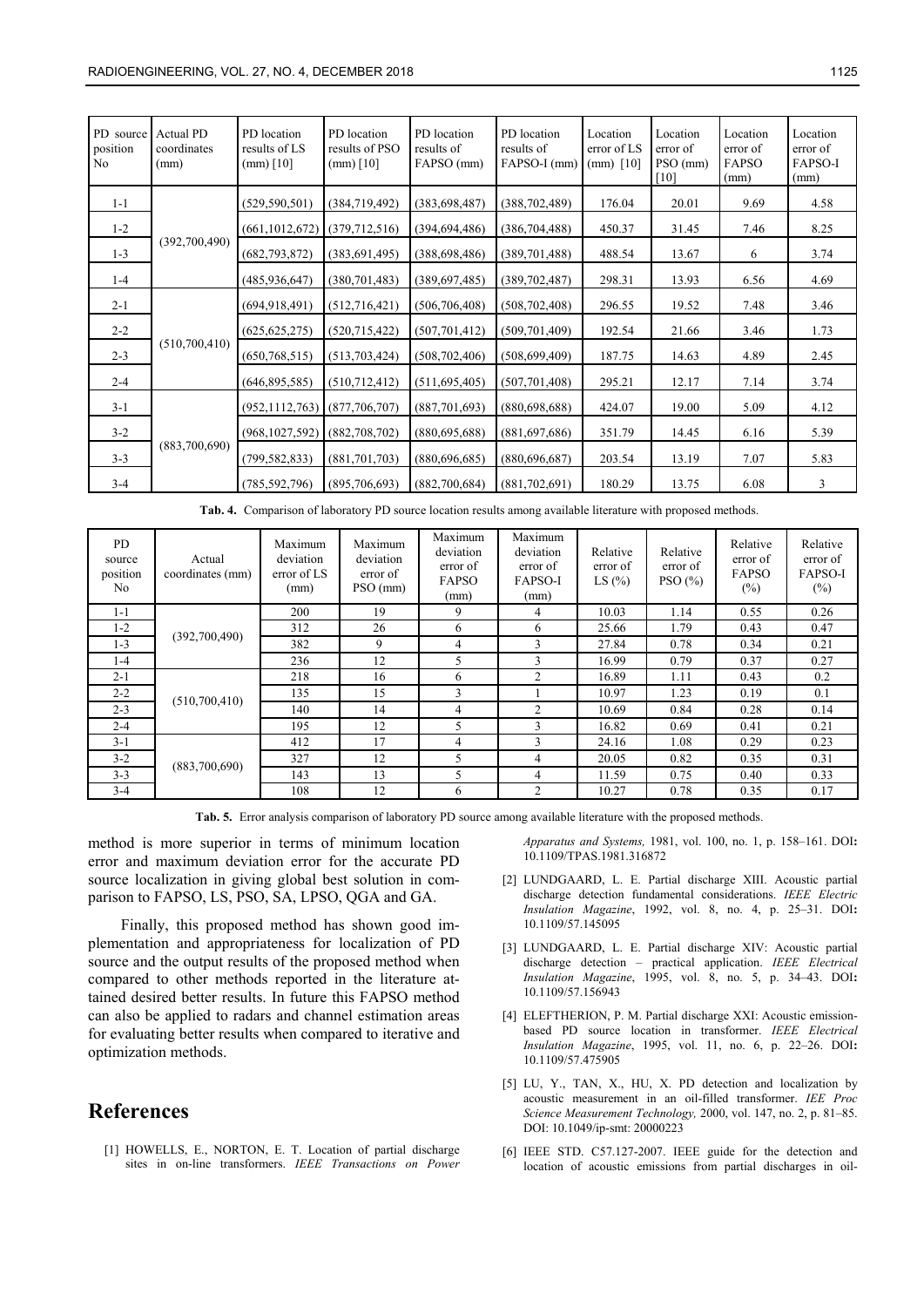| PD source position No | Actual PD coordinates (mm) | PD location results of LS (mm) [10] | PD location results of PSO (mm) [10] | PD location results of FAPSO (mm) | PD location results of FAPSO-I (mm) | Location error of LS (mm) [10] | Location error of PSO (mm) [10] | Location error of FAPSO (mm) | Location error of FAPSO-I (mm) |
|---|---|---|---|---|---|---|---|---|---|
| 1-1 | (392,700,490) | (529,590,501) | (384,719,492) | (383,698,487) | (388,702,489) | 176.04 | 20.01 | 9.69 | 4.58 |
| 1-2 | | (661,1012,672) | (379,712,516) | (394,694,486) | (386,704,488) | 450.37 | 31.45 | 7.46 | 8.25 |
| 1-3 | | (682,793,872) | (383,691,495) | (388,698,486) | (389,701,488) | 488.54 | 13.67 | 6 | 3.74 |
| 1-4 | | (485,936,647) | (380,701,483) | (389,697,485) | (389,702,487) | 298.31 | 13.93 | 6.56 | 4.69 |
| 2-1 | (510,700,410) | (694,918,491) | (512,716,421) | (506,706,408) | (508,702,408) | 296.55 | 19.52 | 7.48 | 3.46 |
| 2-2 | | (625,625,275) | (520,715,422) | (507,701,412) | (509,701,409) | 192.54 | 21.66 | 3.46 | 1.73 |
| 2-3 | | (650,768,515) | (513,703,424) | (508,702,406) | (508,699,409) | 187.75 | 14.63 | 4.89 | 2.45 |
| 2-4 | | (646,895,585) | (510,712,412) | (511,695,405) | (507,701,408) | 295.21 | 12.17 | 7.14 | 3.74 |
| 3-1 | (883,700,690) | (952,1112,763) | (877,706,707) | (887,701,693) | (880,698,688) | 424.07 | 19.00 | 5.09 | 4.12 |
| 3-2 | | (968,1027,592) | (882,708,702) | (880,695,688) | (881,697,686) | 351.79 | 14.45 | 6.16 | 5.39 |
| 3-3 | | (799,582,833) | (881,701,703) | (880,696,685) | (880,696,687) | 203.54 | 13.19 | 7.07 | 5.83 |
| 3-4 | | (785,592,796) | (895,706,693) | (882,700,684) | (881,702,691) | 180.29 | 13.75 | 6.08 | 3 |

**Tab. 4.** Comparison of laboratory PD source location results among available literature with proposed methods.

| PD source position No | Actual coordinates (mm) | Maximum deviation error of LS (mm) | Maximum deviation error of PSO (mm) | Maximum deviation error of FAPSO (mm) | Maximum deviation error of FAPSO-I (mm) | Relative error of LS (%) | Relative error of PSO (%) | Relative error of FAPSO (%) | Relative error of FAPSO-I (%) |
|---|---|---|---|---|---|---|---|---|---|
| 1-1 | (392,700,490) | 200 | 19 | 9 | 4 | 10.03 | 1.14 | 0.55 | 0.26 |
| 1-2 | | 312 | 26 | 6 | 6 | 25.66 | 1.79 | 0.43 | 0.47 |
| 1-3 | | 382 | 9 | 4 | 3 | 27.84 | 0.78 | 0.34 | 0.21 |
| 1-4 | | 236 | 12 | 5 | 3 | 16.99 | 0.79 | 0.37 | 0.27 |
| 2-1 | (510,700,410) | 218 | 16 | 6 | 2 | 16.89 | 1.11 | 0.43 | 0.2 |
| 2-2 | | 135 | 15 | 3 | 1 | 10.97 | 1.23 | 0.19 | 0.1 |
| 2-3 | | 140 | 14 | 4 | 2 | 10.69 | 0.84 | 0.28 | 0.14 |
| 2-4 | | 195 | 12 | 5 | 3 | 16.82 | 0.69 | 0.41 | 0.21 |
| 3-1 | (883,700,690) | 412 | 17 | 4 | 3 | 24.16 | 1.08 | 0.29 | 0.23 |
| 3-2 | | 327 | 12 | 5 | 4 | 20.05 | 0.82 | 0.35 | 0.31 |
| 3-3 | | 143 | 13 | 5 | 4 | 11.59 | 0.75 | 0.40 | 0.33 |
| 3-4 | | 108 | 12 | 6 | 2 | 10.27 | 0.78 | 0.35 | 0.17 |

**Tab. 5.** Error analysis comparison of laboratory PD source among available literature with the proposed methods.

method is more superior in terms of minimum location error and maximum deviation error for the accurate PD source localization in giving global best solution in comparison to FAPSO, LS, PSO, SA, LPSO, QGA and GA.

Finally, this proposed method has shown good implementation and appropriateness for localization of PD source and the output results of the proposed method when compared to other methods reported in the literature attained desired better results. In future this FAPSO method can also be applied to radars and channel estimation areas for evaluating better results when compared to iterative and optimization methods.

# References

[1] HOWELLS, E., NORTON, E. T. Location of partial discharge sites in on-line transformers. *IEEE Transactions on Power Apparatus and Systems,* 1981, vol. 100, no. 1, p. 158–161. DOI: 10.1109/TPAS.1981.316872

[2] LUNDGAARD, L. E. Partial discharge XIII. Acoustic partial discharge detection fundamental considerations. *IEEE Electric Insulation Magazine*, 1992, vol. 8, no. 4, p. 25–31. DOI: 10.1109/57.145095

[3] LUNDGAARD, L. E. Partial discharge XIV: Acoustic partial discharge detection – practical application. *IEEE Electrical Insulation Magazine*, 1995, vol. 8, no. 5, p. 34–43. DOI: 10.1109/57.156943

[4] ELEFTHERION, P. M. Partial discharge XXI: Acoustic emission-based PD source location in transformer. *IEEE Electrical Insulation Magazine*, 1995, vol. 11, no. 6, p. 22–26. DOI: 10.1109/57.475905

[5] LU, Y., TAN, X., HU, X. PD detection and localization by acoustic measurement in an oil-filled transformer. *IEE Proc Science Measurement Technology,* 2000, vol. 147, no. 2, p. 81–85. DOI: 10.1049/ip-smt: 20000223

[6] IEEE STD. C57.127-2007. IEEE guide for the detection and location of acoustic emissions from partial discharges in oil-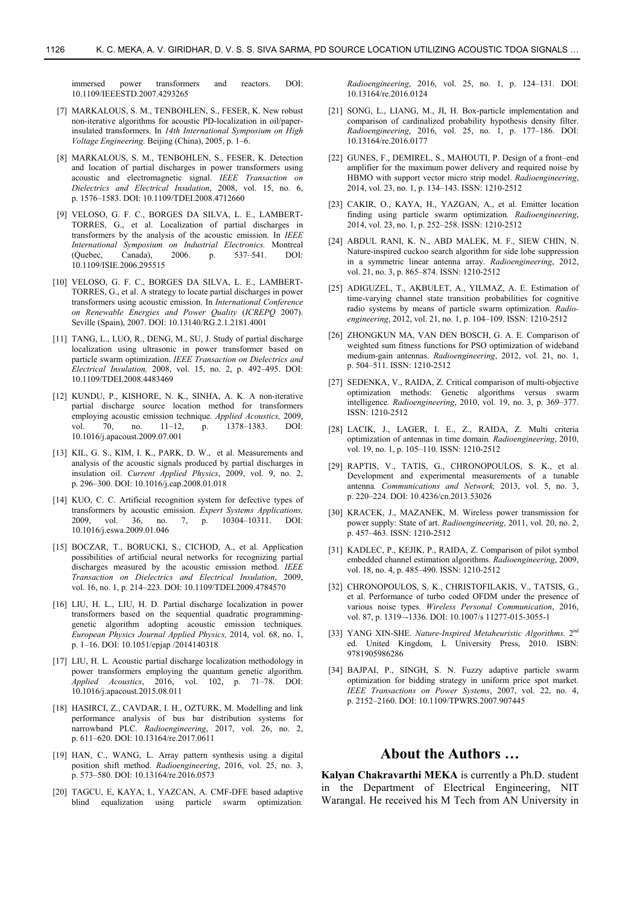immersed power transformers and reactors. DOI: 10.1109/IEEESTD.2007.4293265

[7] MARKALOUS, S. M., TENBOHLEN, S., FESER, K. New robust non-iterative algorithms for acoustic PD-localization in oil/paper-insulated transformers. In *14th International Symposium on High Voltage Engineering*. Beijing (China), 2005, p. 1–6.

[8] MARKALOUS, S. M., TENBOHLEN, S., FESER, K. Detection and location of partial discharges in power transformers using acoustic and electromagnetic signal. *IEEE Transaction on Dielectrics and Electrical Insulation*, 2008, vol. 15, no. 6, p. 1576–1583. DOI: 10.1109/TDEI.2008.4712660

[9] VELOSO, G. F. C., BORGES DA SILVA, L. E., LAMBERT-TORRES, G., et al. Localization of partial discharges in transformers by the analysis of the acoustic emission. In *IEEE International Symposium on Industrial Electronics.* Montreal (Quebec, Canada), 2006. p. 537–541. DOI: 10.1109/ISIE.2006.295515

[10] VELOSO, G. F. C., BORGES DA SILVA, L. E., LAMBERT-TORRES, G., et al. A strategy to locate partial discharges in power transformers using acoustic emission. In *International Conference on Renewable Energies and Power Quality* (*ICREPQ* 2007). Seville (Spain), 2007. DOI: 10.13140/RG.2.1.2181.4001

[11] TANG, L., LUO, R., DENG, M., SU, J. Study of partial discharge localization using ultrasonic in power transformer based on particle swarm optimization. *IEEE Transaction on Dielectrics and Electrical Insulation,* 2008, vol. 15, no. 2, p. 492–495. DOI: 10.1109/TDEI.2008.4483469

[12] KUNDU, P., KISHORE, N. K., SINHA, A. K. A non-iterative partial discharge source location method for transformers employing acoustic emission technique. *Applied Acoustics,* 2009, vol. 70, no. 11–12, p. 1378–1383. DOI: 10.1016/j.apacoust.2009.07.001

[13] KIL, G. S., KIM, I. K., PARK, D. W., et al. Measurements and analysis of the acoustic signals produced by partial discharges in insulation oil. *Current Applied Physics*, 2009, vol. 9, no. 2, p. 296–300. DOI: 10.1016/j.cap.2008.01.018

[14] KUO, C. C. Artificial recognition system for defective types of transformers by acoustic emission. *Expert Systems Applications,* 2009, vol. 36, no. 7, p. 10304–10311. DOI: 10.1016/j.eswa.2009.01.046

[15] BOCZAR, T., BORUCKI, S., CICHOD, A., et al. Application possibilities of artificial neural networks for recognizing partial discharges measured by the acoustic emission method. *IEEE Transaction on Dielectrics and Electrical Insulation*, 2009, vol. 16, no. 1, p. 214–223. DOI: 10.1109/TDEI.2009.4784570

[16] LIU, H. L., LIU, H. D. Partial discharge localization in power transformers based on the sequential quadratic programming-genetic algorithm adopting acoustic emission techniques. *European Physics Journal Applied Physics,* 2014, vol. 68, no. 1, p. 1–16. DOI: 10.1051/epjap /2014140318

[17] LIU, H. L. Acoustic partial discharge localization methodology in power transformers employing the quantum genetic algorithm. *Applied Acoustics*, 2016, vol. 102, p. 71–78. DOI: 10.1016/j.apacoust.2015.08.011

[18] HASIRCI, Z., CAVDAR, I. H., OZTURK, M. Modelling and link performance analysis of bus bar distribution systems for narrowband PLC. *Radioengineering*, 2017, vol. 26, no. 2, p. 611–620. DOI: 10.13164/re.2017.0611

[19] HAN, C., WANG, L. Array pattern synthesis using a digital position shift method. *Radioengineering*, 2016, vol. 25, no. 3, p. 573–580. DOI: 10.13164/re.2016.0573

[20] TAGCU, E, KAYA, I., YAZCAN, A. CMF-DFE based adaptive blind equalization using particle swarm optimization. *Radioengineering*, 2016, vol. 25, no. 1, p. 124–131. DOI: 10.13164/re.2016.0124

[21] SONG, L., LIANG, M., JI, H. Box-particle implementation and comparison of cardinalized probability hypothesis density filter. *Radioengineering*, 2016, vol. 25, no. 1, p. 177–186. DOI: 10.13164/re.2016.0177

[22] GUNES, F., DEMIREL, S., MAHOUTI, P. Design of a front–end amplifier for the maximum power delivery and required noise by HBMO with support vector micro strip model. *Radioengineering*, 2014, vol. 23, no. 1, p. 134–143. ISSN: 1210-2512

[23] CAKIR, O., KAYA, H., YAZGAN, A., et al. Emitter location finding using particle swarm optimization*. Radioengineering*, 2014, vol. 23, no. 1, p. 252–258. ISSN: 1210-2512

[24] ABDUL RANI, K. N., ABD MALEK, M. F., SIEW CHIN, N. Nature-inspired cuckoo search algorithm for side lobe suppression in a symmetric linear antenna array. *Radioengineering*, 2012, vol. 21, no. 3, p. 865–874. ISSN: 1210-2512

[25] ADIGUZEL, T., AKBULET, A., YILMAZ, A. E. Estimation of time-varying channel state transition probabilities for cognitive radio systems by means of particle swarm optimization. *Radioengineering*, 2012, vol. 21, no. 1, p. 104–109. ISSN: 1210-2512

[26] ZHONGKUN MA, VAN DEN BOSCH, G. A. E. Comparison of weighted sum fitness functions for PSO optimization of wideband medium-gain antennas. *Radioengineering*, 2012, vol. 21, no. 1, p. 504–511. ISSN: 1210-2512

[27] SEDENKA, V., RAIDA, Z. Critical comparison of multi-objective optimization methods: Genetic algorithms versus swarm intelligence*. Radioengineering*, 2010, vol. 19, no. 3, p. 369–377. ISSN: 1210-2512

[28] LACIK, J., LAGER, I. E., Z., RAIDA, Z. Multi criteria optimization of antennas in time domain*. Radioengineering*, 2010, vol. 19, no. 1, p. 105–110. ISSN: 1210-2512

[29] RAPTIS, V., TATIS, G., CHRONOPOULOS, S. K., et al. Development and experimental measurements of a tunable antenna*. Communications and Network,* 2013, vol. 5, no. 3, p. 220–224. DOI: 10.4236/cn.2013.53026

[30] KRACEK, J., MAZANEK, M. Wireless power transmission for power supply: State of art. *Radioengineering*, 2011, vol. 20, no. 2, p. 457–463. ISSN: 1210-2512

[31] KADLEC, P., KEJIK, P., RAIDA, Z. Comparison of pilot symbol embedded channel estimation algorithms*. Radioengineering*, 2009, vol. 18, no. 4, p. 485–490. ISSN: 1210-2512

[32] CHRONOPOULOS, S. K., CHRISTOFILAKIS, V., TATSIS, G., et al. Performance of turbo coded OFDM under the presence of various noise types*. Wireless Personal Communication*, 2016, vol. 87, p. 1319–-1336. DOI: 10.1007/s 11277-015-3055-1

[33] YANG XIN-SHE. *Nature-Inspired Metaheuristic Algorithms.* 2nd ed. United Kingdom, L University Press, 2010. ISBN: 9781905986286

[34] BAJPAI, P., SINGH, S. N. Fuzzy adaptive particle swarm optimization for bidding strategy in uniform price spot market. *IEEE Transactions on Power Systems*, 2007, vol. 22, no. 4, p. 2152–2160. DOI: 10.1109/TPWRS.2007.907445

## About the Authors …

**Kalyan Chakravarthi MEKA** is currently a Ph.D. student in the Department of Electrical Engineering, NIT Warangal. He received his M Tech from AN University in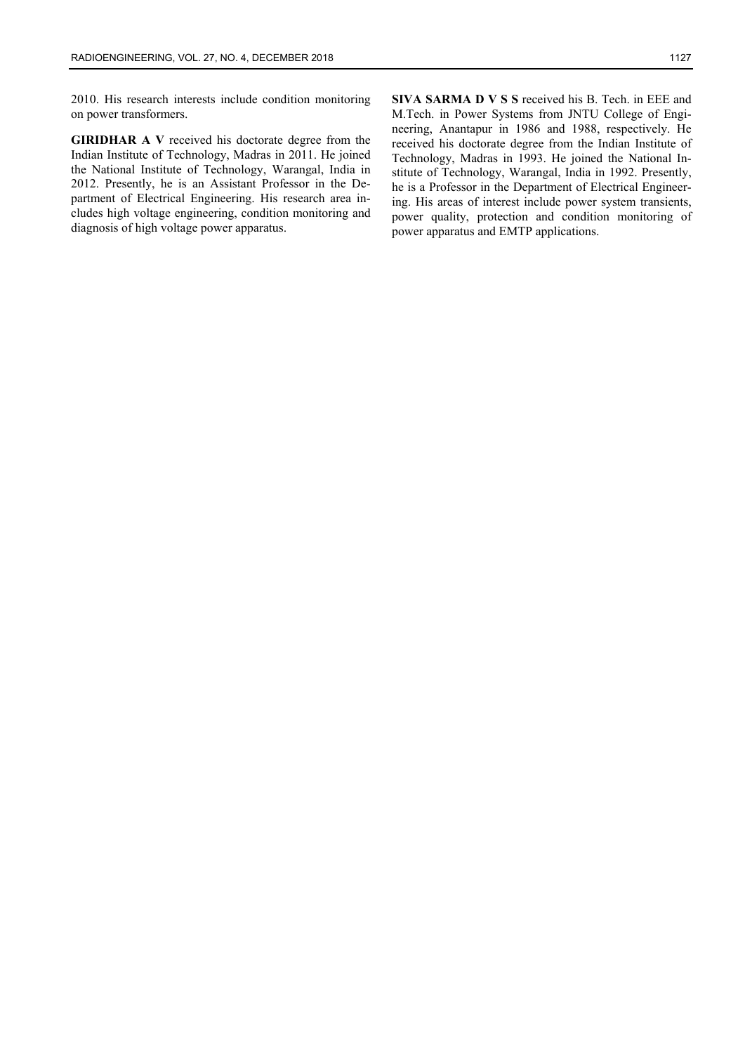2010. His research interests include condition monitoring on power transformers.

**GIRIDHAR A V** received his doctorate degree from the Indian Institute of Technology, Madras in 2011. He joined the National Institute of Technology, Warangal, India in 2012. Presently, he is an Assistant Professor in the Department of Electrical Engineering. His research area includes high voltage engineering, condition monitoring and diagnosis of high voltage power apparatus.

**SIVA SARMA D V S S** received his B. Tech. in EEE and M.Tech. in Power Systems from JNTU College of Engineering, Anantapur in 1986 and 1988, respectively. He received his doctorate degree from the Indian Institute of Technology, Madras in 1993. He joined the National Institute of Technology, Warangal, India in 1992. Presently, he is a Professor in the Department of Electrical Engineering. His areas of interest include power system transients, power quality, protection and condition monitoring of power apparatus and EMTP applications.